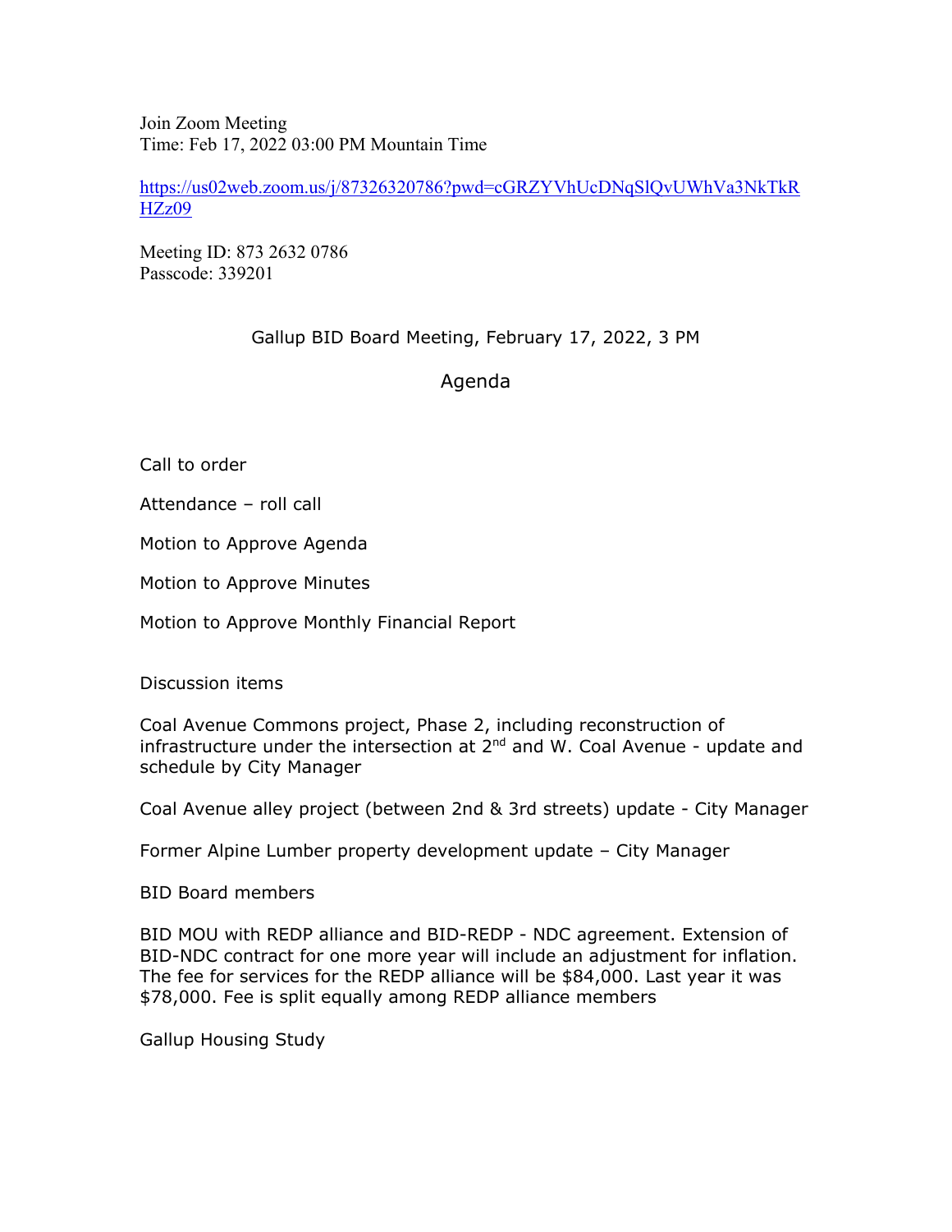Join Zoom Meeting
Time: Feb 17, 2022 03:00 PM Mountain Time

https://us02web.zoom.us/j/87326320786?pwd=cGRZYVhUcDNqSlQvUWhVa3NkTkRHZz09

Meeting ID: 873 2632 0786
Passcode: 339201

## Gallup BID Board Meeting, February 17, 2022, 3 PM

## Agenda

Call to order

Attendance – roll call

Motion to Approve Agenda

Motion to Approve Minutes

Motion to Approve Monthly Financial Report

Discussion items

Coal Avenue Commons project, Phase 2, including reconstruction of infrastructure under the intersection at 2nd and W. Coal Avenue - update and schedule by City Manager

Coal Avenue alley project (between 2nd & 3rd streets) update - City Manager

Former Alpine Lumber property development update – City Manager

BID Board members

BID MOU with REDP alliance and BID-REDP - NDC agreement. Extension of BID-NDC contract for one more year will include an adjustment for inflation. The fee for services for the REDP alliance will be $84,000. Last year it was $78,000. Fee is split equally among REDP alliance members

Gallup Housing Study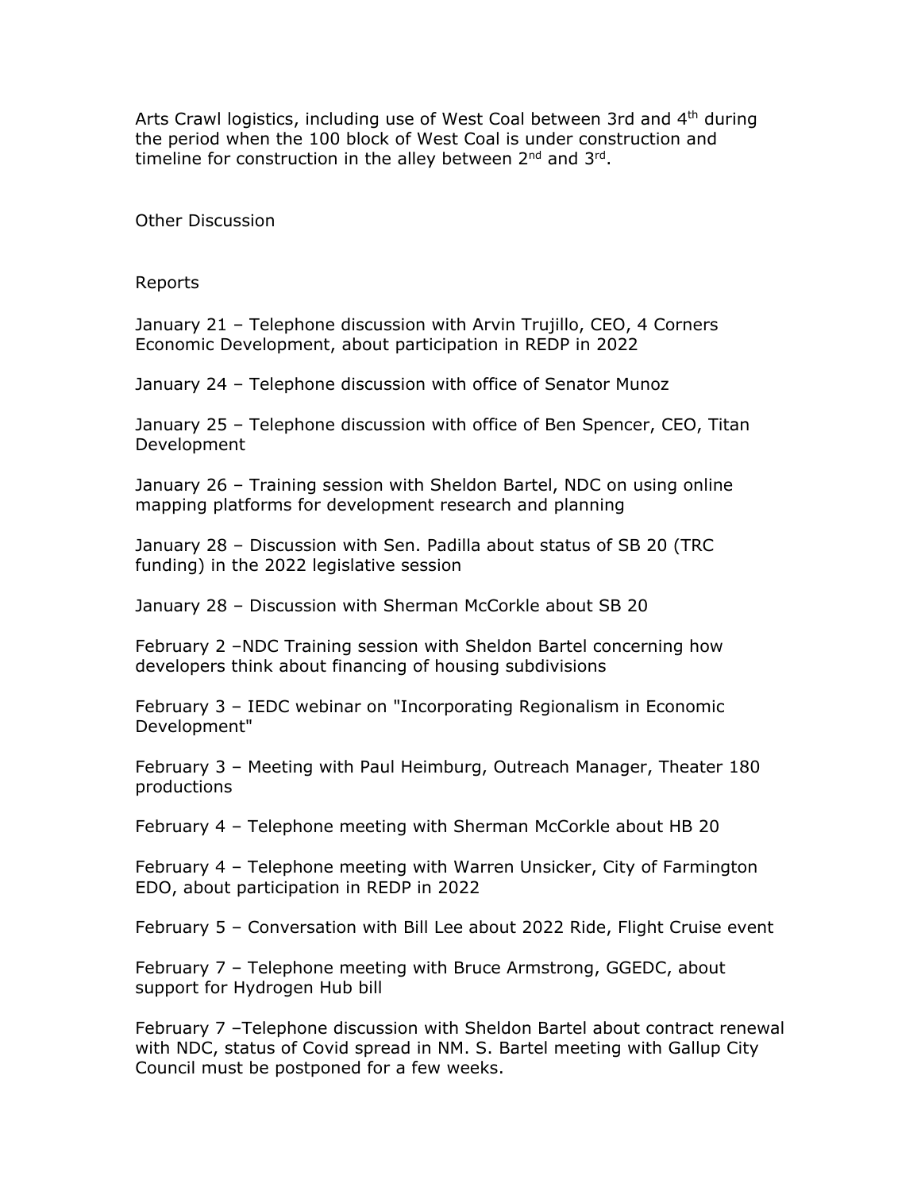Arts Crawl logistics, including use of West Coal between 3rd and 4th during the period when the 100 block of West Coal is under construction and timeline for construction in the alley between 2nd and 3rd.

Other Discussion

Reports

January 21 – Telephone discussion with Arvin Trujillo, CEO, 4 Corners Economic Development, about participation in REDP in 2022

January 24 – Telephone discussion with office of Senator Munoz

January 25 – Telephone discussion with office of Ben Spencer, CEO, Titan Development

January 26 – Training session with Sheldon Bartel, NDC on using online mapping platforms for development research and planning

January 28 – Discussion with Sen. Padilla about status of SB 20 (TRC funding) in the 2022 legislative session

January 28 – Discussion with Sherman McCorkle about SB 20

February 2 –NDC Training session with Sheldon Bartel concerning how developers think about financing of housing subdivisions

February 3 – IEDC webinar on "Incorporating Regionalism in Economic Development"

February 3 – Meeting with Paul Heimburg, Outreach Manager, Theater 180 productions

February 4 – Telephone meeting with Sherman McCorkle about HB 20

February 4 – Telephone meeting with Warren Unsicker, City of Farmington EDO, about participation in REDP in 2022

February 5 – Conversation with Bill Lee about 2022 Ride, Flight Cruise event

February 7 – Telephone meeting with Bruce Armstrong, GGEDC, about support for Hydrogen Hub bill

February 7 –Telephone discussion with Sheldon Bartel about contract renewal with NDC, status of Covid spread in NM. S. Bartel meeting with Gallup City Council must be postponed for a few weeks.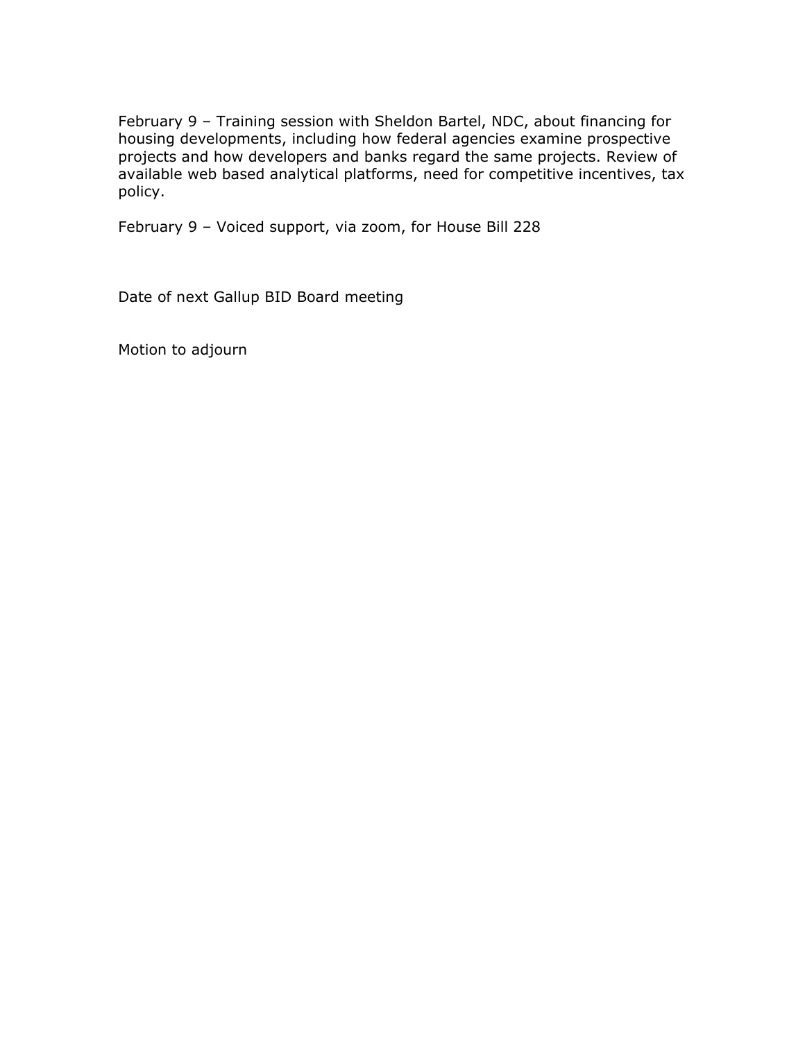February 9 – Training session with Sheldon Bartel, NDC, about financing for housing developments, including how federal agencies examine prospective projects and how developers and banks regard the same projects. Review of available web based analytical platforms, need for competitive incentives, tax policy.

February 9 – Voiced support, via zoom, for House Bill 228

Date of next Gallup BID Board meeting

Motion to adjourn